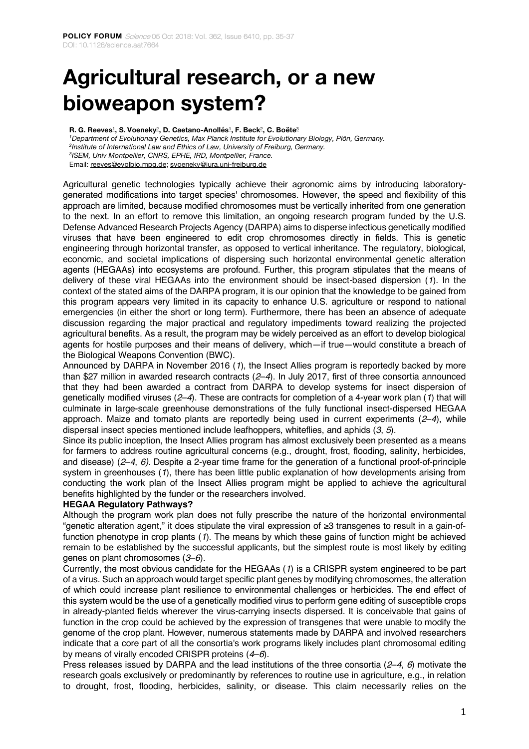**POLICY FORUM** *Science* 05 Oct 2018: Vol. 362, Issue 6410, pp. 35-37
DOI: 10.1126/science.aat7664

# Agricultural research, or a new bioweapon system?

**R. G. Reeves[1], S. Voeneky[2], D. Caetano-Anollés[1], F. Beck[2], C. Boëte[3]**

[1]*Department of Evolutionary Genetics, Max Planck Institute for Evolutionary Biology, Plön, Germany.*
[2]*Institute of International Law and Ethics of Law, University of Freiburg, Germany.*
[3]*ISEM, Univ Montpellier, CNRS, EPHE, IRD, Montpellier, France.*
Email: reeves@evolbio.mpg.de; svoeneky@jura.uni-freiburg.de

Agricultural genetic technologies typically achieve their agronomic aims by introducing laboratory-generated modifications into target species' chromosomes. However, the speed and flexibility of this approach are limited, because modified chromosomes must be vertically inherited from one generation to the next. In an effort to remove this limitation, an ongoing research program funded by the U.S. Defense Advanced Research Projects Agency (DARPA) aims to disperse infectious genetically modified viruses that have been engineered to edit crop chromosomes directly in fields. This is genetic engineering through horizontal transfer, as opposed to vertical inheritance. The regulatory, biological, economic, and societal implications of dispersing such horizontal environmental genetic alteration agents (HEGAAs) into ecosystems are profound. Further, this program stipulates that the means of delivery of these viral HEGAAs into the environment should be insect-based dispersion (*1*). In the context of the stated aims of the DARPA program, it is our opinion that the knowledge to be gained from this program appears very limited in its capacity to enhance U.S. agriculture or respond to national emergencies (in either the short or long term). Furthermore, there has been an absence of adequate discussion regarding the major practical and regulatory impediments toward realizing the projected agricultural benefits. As a result, the program may be widely perceived as an effort to develop biological agents for hostile purposes and their means of delivery, which—if true—would constitute a breach of the Biological Weapons Convention (BWC).

Announced by DARPA in November 2016 (*1*), the Insect Allies program is reportedly backed by more than $27 million in awarded research contracts (*2*–*4*). In July 2017, first of three consortia announced that they had been awarded a contract from DARPA to develop systems for insect dispersion of genetically modified viruses (*2*–*4*). These are contracts for completion of a 4-year work plan (*1*) that will culminate in large-scale greenhouse demonstrations of the fully functional insect-dispersed HEGAA approach. Maize and tomato plants are reportedly being used in current experiments (*2*–*4*), while dispersal insect species mentioned include leafhoppers, whiteflies, and aphids (*3*, *5*).

Since its public inception, the Insect Allies program has almost exclusively been presented as a means for farmers to address routine agricultural concerns (e.g., drought, frost, flooding, salinity, herbicides, and disease) (*2*–*4*, *6*). Despite a 2-year time frame for the generation of a functional proof-of-principle system in greenhouses (*1*), there has been little public explanation of how developments arising from conducting the work plan of the Insect Allies program might be applied to achieve the agricultural benefits highlighted by the funder or the researchers involved.

**HEGAA Regulatory Pathways?**

Although the program work plan does not fully prescribe the nature of the horizontal environmental "genetic alteration agent," it does stipulate the viral expression of ≥3 transgenes to result in a gain-of-function phenotype in crop plants (*1*). The means by which these gains of function might be achieved remain to be established by the successful applicants, but the simplest route is most likely by editing genes on plant chromosomes (*3*–*6*).

Currently, the most obvious candidate for the HEGAAs (*1*) is a CRISPR system engineered to be part of a virus. Such an approach would target specific plant genes by modifying chromosomes, the alteration of which could increase plant resilience to environmental challenges or herbicides. The end effect of this system would be the use of a genetically modified virus to perform gene editing of susceptible crops in already-planted fields wherever the virus-carrying insects dispersed. It is conceivable that gains of function in the crop could be achieved by the expression of transgenes that were unable to modify the genome of the crop plant. However, numerous statements made by DARPA and involved researchers indicate that a core part of all the consortia's work programs likely includes plant chromosomal editing by means of virally encoded CRISPR proteins (*4*–*6*).

Press releases issued by DARPA and the lead institutions of the three consortia (*2*–*4*, *6*) motivate the research goals exclusively or predominantly by references to routine use in agriculture, e.g., in relation to drought, frost, flooding, herbicides, salinity, or disease. This claim necessarily relies on the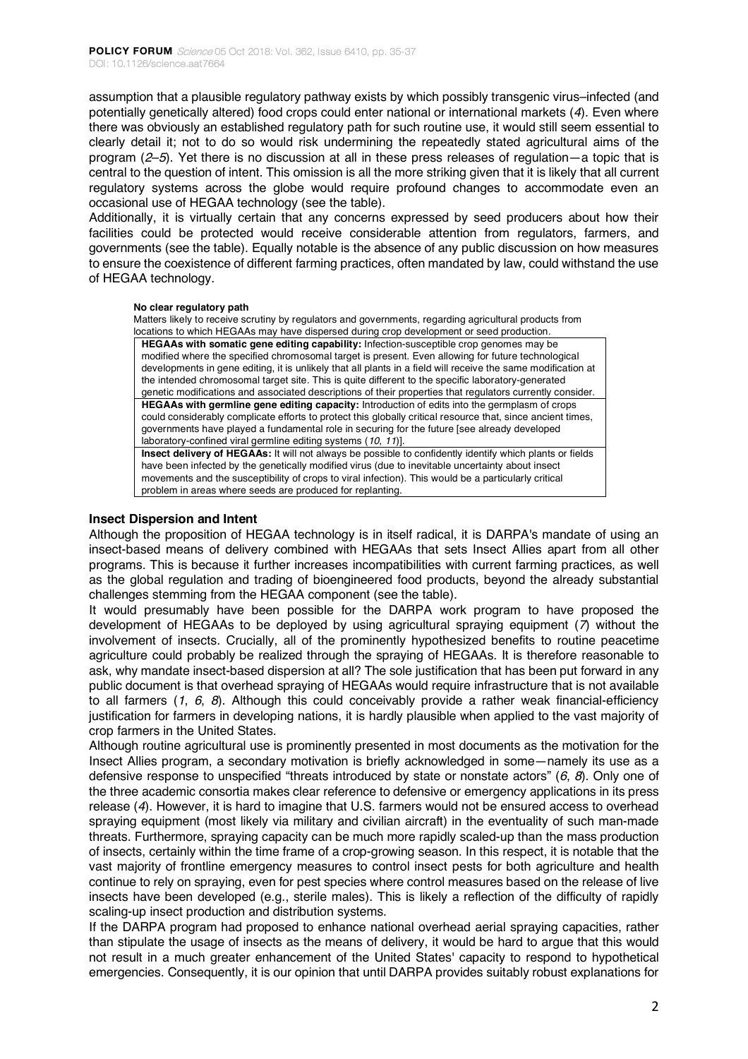assumption that a plausible regulatory pathway exists by which possibly transgenic virus–infected (and potentially genetically altered) food crops could enter national or international markets (*4*). Even where there was obviously an established regulatory path for such routine use, it would still seem essential to clearly detail it; not to do so would risk undermining the repeatedly stated agricultural aims of the program (*2*–*5*). Yet there is no discussion at all in these press releases of regulation—a topic that is central to the question of intent. This omission is all the more striking given that it is likely that all current regulatory systems across the globe would require profound changes to accommodate even an occasional use of HEGAA technology (see the table).

Additionally, it is virtually certain that any concerns expressed by seed producers about how their facilities could be protected would receive considerable attention from regulators, farmers, and governments (see the table). Equally notable is the absence of any public discussion on how measures to ensure the coexistence of different farming practices, often mandated by law, could withstand the use of HEGAA technology.

**No clear regulatory path**

Matters likely to receive scrutiny by regulators and governments, regarding agricultural products from locations to which HEGAAs may have dispersed during crop development or seed production.

| |
|---|
| **HEGAAs with somatic gene editing capability:** Infection-susceptible crop genomes may be modified where the specified chromosomal target is present. Even allowing for future technological developments in gene editing, it is unlikely that all plants in a field will receive the same modification at the intended chromosomal target site. This is quite different to the specific laboratory-generated genetic modifications and associated descriptions of their properties that regulators currently consider. |
| **HEGAAs with germline gene editing capacity:** Introduction of edits into the germplasm of crops could considerably complicate efforts to protect this globally critical resource that, since ancient times, governments have played a fundamental role in securing for the future [see already developed laboratory-confined viral germline editing systems (*10*, *11*)]. |
| **Insect delivery of HEGAAs:** It will not always be possible to confidently identify which plants or fields have been infected by the genetically modified virus (due to inevitable uncertainty about insect movements and the susceptibility of crops to viral infection). This would be a particularly critical problem in areas where seeds are produced for replanting. |

### Insect Dispersion and Intent

Although the proposition of HEGAA technology is in itself radical, it is DARPA's mandate of using an insect-based means of delivery combined with HEGAAs that sets Insect Allies apart from all other programs. This is because it further increases incompatibilities with current farming practices, as well as the global regulation and trading of bioengineered food products, beyond the already substantial challenges stemming from the HEGAA component (see the table).

It would presumably have been possible for the DARPA work program to have proposed the development of HEGAAs to be deployed by using agricultural spraying equipment (*7*) without the involvement of insects. Crucially, all of the prominently hypothesized benefits to routine peacetime agriculture could probably be realized through the spraying of HEGAAs. It is therefore reasonable to ask, why mandate insect-based dispersion at all? The sole justification that has been put forward in any public document is that overhead spraying of HEGAAs would require infrastructure that is not available to all farmers (*1*, *6*, *8*). Although this could conceivably provide a rather weak financial-efficiency justification for farmers in developing nations, it is hardly plausible when applied to the vast majority of crop farmers in the United States.

Although routine agricultural use is prominently presented in most documents as the motivation for the Insect Allies program, a secondary motivation is briefly acknowledged in some—namely its use as a defensive response to unspecified "threats introduced by state or nonstate actors" (*6*, *8*). Only one of the three academic consortia makes clear reference to defensive or emergency applications in its press release (*4*). However, it is hard to imagine that U.S. farmers would not be ensured access to overhead spraying equipment (most likely via military and civilian aircraft) in the eventuality of such man-made threats. Furthermore, spraying capacity can be much more rapidly scaled-up than the mass production of insects, certainly within the time frame of a crop-growing season. In this respect, it is notable that the vast majority of frontline emergency measures to control insect pests for both agriculture and health continue to rely on spraying, even for pest species where control measures based on the release of live insects have been developed (e.g., sterile males). This is likely a reflection of the difficulty of rapidly scaling-up insect production and distribution systems.

If the DARPA program had proposed to enhance national overhead aerial spraying capacities, rather than stipulate the usage of insects as the means of delivery, it would be hard to argue that this would not result in a much greater enhancement of the United States' capacity to respond to hypothetical emergencies. Consequently, it is our opinion that until DARPA provides suitably robust explanations for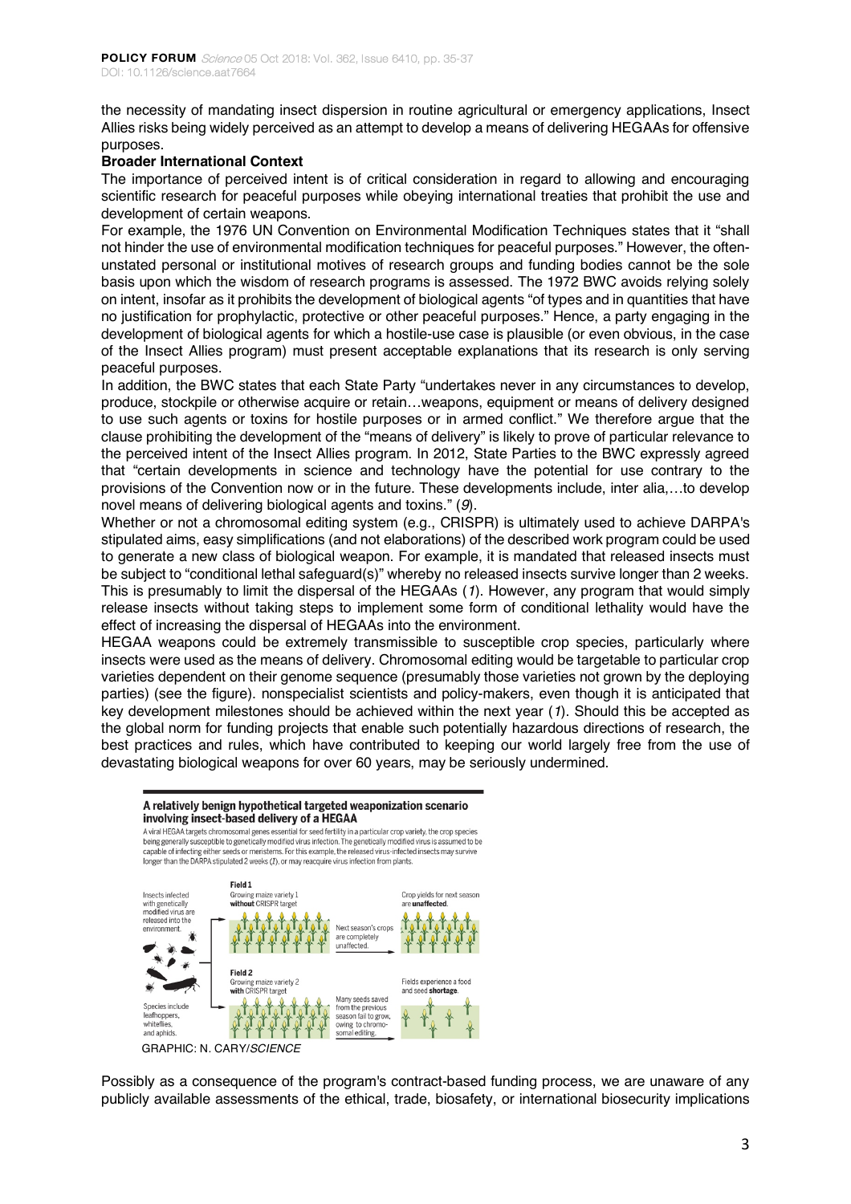the necessity of mandating insect dispersion in routine agricultural or emergency applications, Insect Allies risks being widely perceived as an attempt to develop a means of delivering HEGAAs for offensive purposes.

**Broader International Context**

The importance of perceived intent is of critical consideration in regard to allowing and encouraging scientific research for peaceful purposes while obeying international treaties that prohibit the use and development of certain weapons.

For example, the 1976 UN Convention on Environmental Modification Techniques states that it "shall not hinder the use of environmental modification techniques for peaceful purposes." However, the often-unstated personal or institutional motives of research groups and funding bodies cannot be the sole basis upon which the wisdom of research programs is assessed. The 1972 BWC avoids relying solely on intent, insofar as it prohibits the development of biological agents "of types and in quantities that have no justification for prophylactic, protective or other peaceful purposes." Hence, a party engaging in the development of biological agents for which a hostile-use case is plausible (or even obvious, in the case of the Insect Allies program) must present acceptable explanations that its research is only serving peaceful purposes.

In addition, the BWC states that each State Party "undertakes never in any circumstances to develop, produce, stockpile or otherwise acquire or retain…weapons, equipment or means of delivery designed to use such agents or toxins for hostile purposes or in armed conflict." We therefore argue that the clause prohibiting the development of the "means of delivery" is likely to prove of particular relevance to the perceived intent of the Insect Allies program. In 2012, State Parties to the BWC expressly agreed that "certain developments in science and technology have the potential for use contrary to the provisions of the Convention now or in the future. These developments include, inter alia,…to develop novel means of delivering biological agents and toxins." (*9*).

Whether or not a chromosomal editing system (e.g., CRISPR) is ultimately used to achieve DARPA's stipulated aims, easy simplifications (and not elaborations) of the described work program could be used to generate a new class of biological weapon. For example, it is mandated that released insects must be subject to "conditional lethal safeguard(s)" whereby no released insects survive longer than 2 weeks. This is presumably to limit the dispersal of the HEGAAs (*1*). However, any program that would simply release insects without taking steps to implement some form of conditional lethality would have the effect of increasing the dispersal of HEGAAs into the environment.

HEGAA weapons could be extremely transmissible to susceptible crop species, particularly where insects were used as the means of delivery. Chromosomal editing would be targetable to particular crop varieties dependent on their genome sequence (presumably those varieties not grown by the deploying parties) (see the figure). nonspecialist scientists and policy-makers, even though it is anticipated that key development milestones should be achieved within the next year (*1*). Should this be accepted as the global norm for funding projects that enable such potentially hazardous directions of research, the best practices and rules, which have contributed to keeping our world largely free from the use of devastating biological weapons for over 60 years, may be seriously undermined.

**A relatively benign hypothetical targeted weaponization scenario involving insect-based delivery of a HEGAA**

A viral HEGAA targets chromosomal genes essential for seed fertility in a particular crop variety, the crop species being generally susceptible to genetically modified virus infection. The genetically modified virus is assumed to be capable of infecting either seeds or meristems. For this example, the released virus-infected insects may survive longer than the DARPA stipulated 2 weeks (*1*), or may reacquire virus infection from plants.

Insects infected with genetically modified virus are released into the environment.

Species include leafhoppers, whiteflies, and aphids.

Field 1
Growing maize variety 1 **without** CRISPR target

Next season's crops are completely unaffected.

Crop yields for next season are **unaffected**.

Field 2
Growing maize variety 2 **with** CRISPR target

Many seeds saved from the previous season fail to grow, owing to chromosomal editing.

Fields experience a food and seed **shortage**.

GRAPHIC: N. CARY/*SCIENCE*

Possibly as a consequence of the program's contract-based funding process, we are unaware of any publicly available assessments of the ethical, trade, biosafety, or international biosecurity implications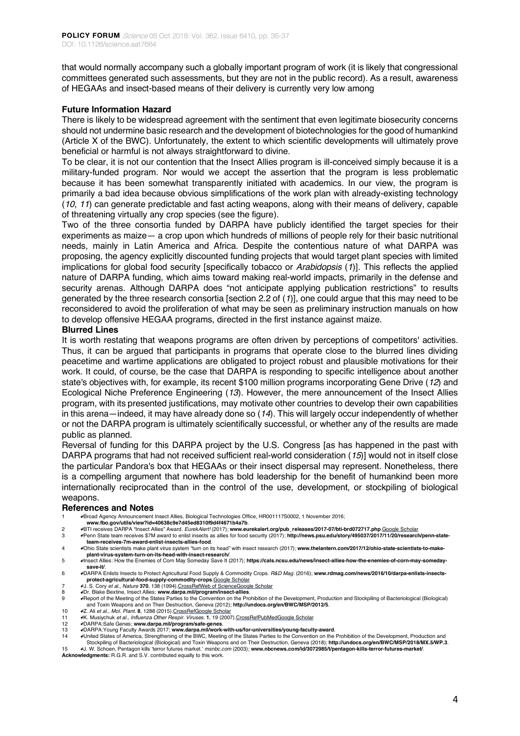that would normally accompany such a globally important program of work (it is likely that congressional committees generated such assessments, but they are not in the public record). As a result, awareness of HEGAAs and insect-based means of their delivery is currently very low among

**Future Information Hazard**

There is likely to be widespread agreement with the sentiment that even legitimate biosecurity concerns should not undermine basic research and the development of biotechnologies for the good of humankind (Article X of the BWC). Unfortunately, the extent to which scientific developments will ultimately prove beneficial or harmful is not always straightforward to divine.

To be clear, it is not our contention that the Insect Allies program is ill-conceived simply because it is a military-funded program. Nor would we accept the assertion that the program is less problematic because it has been somewhat transparently initiated with academics. In our view, the program is primarily a bad idea because obvious simplifications of the work plan with already-existing technology (*10*, *11*) can generate predictable and fast acting weapons, along with their means of delivery, capable of threatening virtually any crop species (see the figure).

Two of the three consortia funded by DARPA have publicly identified the target species for their experiments as maize— a crop upon which hundreds of millions of people rely for their basic nutritional needs, mainly in Latin America and Africa. Despite the contentious nature of what DARPA was proposing, the agency explicitly discounted funding projects that would target plant species with limited implications for global food security [specifically tobacco or *Arabidopsis* (*1*)]. This reflects the applied nature of DARPA funding, which aims toward making real-world impacts, primarily in the defense and security arenas. Although DARPA does "not anticipate applying publication restrictions" to results generated by the three research consortia [section 2.2 of (*1*)], one could argue that this may need to be reconsidered to avoid the proliferation of what may be seen as preliminary instruction manuals on how to develop offensive HEGAA programs, directed in the first instance against maize.

**Blurred Lines**

It is worth restating that weapons programs are often driven by perceptions of competitors' activities. Thus, it can be argued that participants in programs that operate close to the blurred lines dividing peacetime and wartime applications are obligated to project robust and plausible motivations for their work. It could, of course, be the case that DARPA is responding to specific intelligence about another state's objectives with, for example, its recent $100 million programs incorporating Gene Drive (*12*) and Ecological Niche Preference Engineering (*13*). However, the mere announcement of the Insect Allies program, with its presented justifications, may motivate other countries to develop their own capabilities in this arena—indeed, it may have already done so (*14*). This will largely occur independently of whether or not the DARPA program is ultimately scientifically successful, or whether any of the results are made public as planned.

Reversal of funding for this DARPA project by the U.S. Congress [as has happened in the past with DARPA programs that had not received sufficient real-world consideration (*15*)] would not in itself close the particular Pandora's box that HEGAAs or their insect dispersal may represent. Nonetheless, there is a compelling argument that nowhere has bold leadership for the benefit of humankind been more internationally reciprocated than in the control of the use, development, or stockpiling of biological weapons.

**References and Notes**

1. Broad Agency Announcement Insect Allies, Biological Technologies Office, HR001117S0002, 1 November 2016; **www.fbo.gov/utils/view?id=40638c9e7d45ed8310f9d4f4671b4a7b**.
2. BTI receives DARPA "Insect Allies" Award. *EurekAlert!* (2017); **www.eurekalert.org/pub_releases/2017-07/bti-brd072717.php**.Google Scholar
3. Penn State team receives $7M award to enlist insects as allies for food security (2017); **http://news.psu.edu/story/495037/2017/11/20/research/penn-state-team-receives-7m-award-enlist-insects-allies-food**.
4. Ohio State scientists make plant virus system "turn on its head" with insect research (2017); **www.thelantern.com/2017/12/ohio-state-scientists-to-make-plant-virus-system-turn-on-its-head-with-insect-research/**.
5. Insect Allies: How the Enemies of Corn May Someday Save It (2017); **https://cals.ncsu.edu/news/insect-allies-how-the-enemies-of-corn-may-someday-save-it/**.
6. DARPA Enlists Insects to Protect Agricultural Food Supply & Commodity Crops. *R&D Mag.* (2016); **www.rdmag.com/news/2016/10/darpa-enlists-insects-protect-agricultural-food-supply-commodity-crops**.Google Scholar
7. J. S. Cory *et al.*, *Nature* **370**, 138 (1994).CrossRefWeb of ScienceGoogle Scholar
8. Dr. Blake Bextine, Insect Allies; **www.darpa.mil/program/insect-allies**.
9. Report of the Meeting of the States Parties to the Convention on the Prohibition of the Development, Production and Stockpiling of Bacteriological (Biological) and Toxin Weapons and on Their Destruction, Geneva (2012); **http://undocs.org/en/BWC/MSP/2012/5**.
10. Z. Ali *et al.*, *Mol. Plant.* **8**, 1288 (2015).CrossRefGoogle Scholar
11. K. Musiychuk *et al.*, *Influenza Other Respir. Viruses.* **1**, 19 (2007).CrossRefPubMedGoogle Scholar
12. DARPA:Safe Genes; **www.darpa.mil/program/safe-genes**.
13. DARPA:Young Faculty Awards 2017; **www.darpa.mil/work-with-us/for-universities/young-faculty-award**.
14. United States of America, Strengthening of the BWC, Meeting of the States Parties to the Convention on the Prohibition of the Development, Production and Stockpiling of Bacteriological (Biological) and Toxin Weapons and on Their Destruction, Geneva (2018); **http://undocs.org/en/BWC/MSP/2018/MX.5/WP.3**.
15. J. W. Schoen, Pentagon kills 'terror futures market.' *msnbc.com* (2003); **www.nbcnews.com/id/3072985/t/pentagon-kills-terror-futures-market/**.

**Acknowledgments:** R.G.R. and S.V. contributed equally to this work.